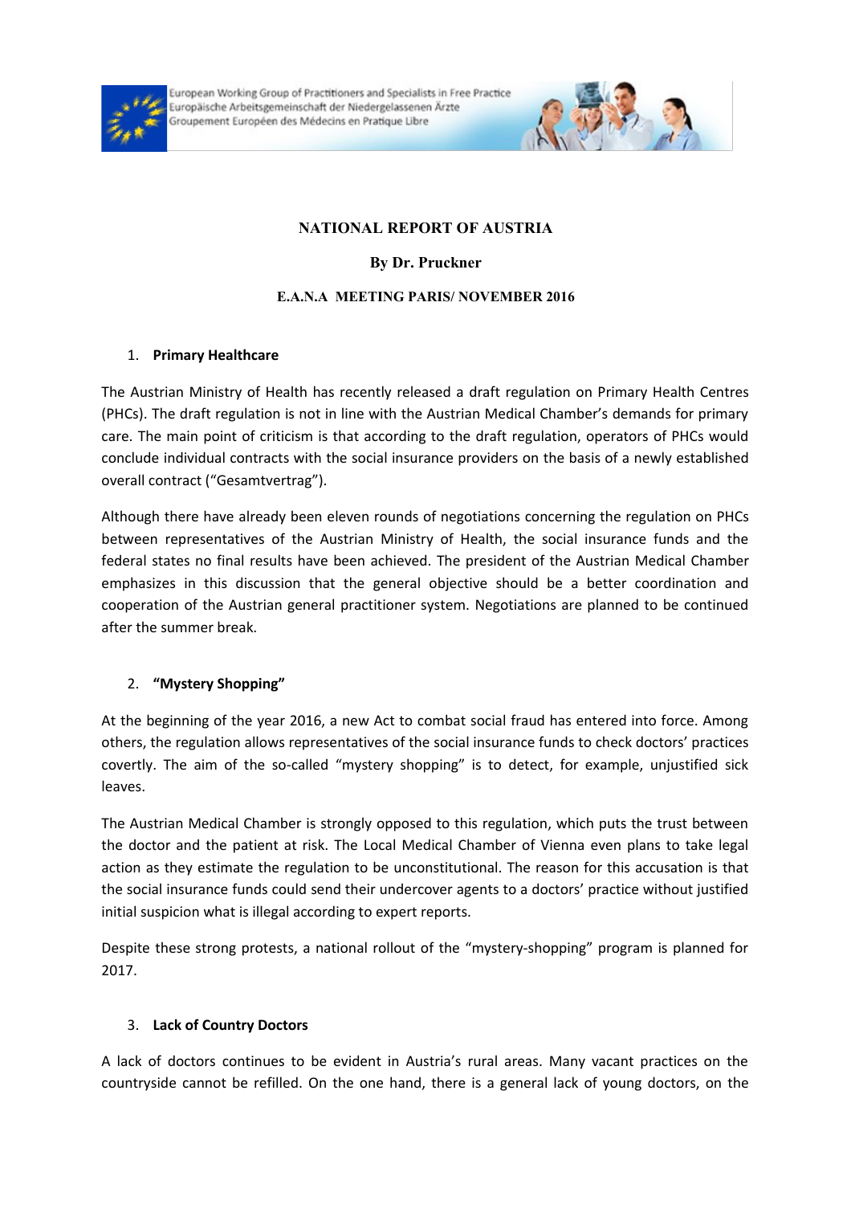European Working Group of Practitioners and Specialists in Free Practice
Europäische Arbeitsgemeinschaft der Niedergelassenen Ärzte
Groupement Européen des Médecins en Pratique Libre

# NATIONAL REPORT OF AUSTRIA

**By Dr. Pruckner**

**E.A.N.A MEETING PARIS/ NOVEMBER 2016**

## 1. Primary Healthcare

The Austrian Ministry of Health has recently released a draft regulation on Primary Health Centres (PHCs). The draft regulation is not in line with the Austrian Medical Chamber's demands for primary care. The main point of criticism is that according to the draft regulation, operators of PHCs would conclude individual contracts with the social insurance providers on the basis of a newly established overall contract ("Gesamtvertrag").

Although there have already been eleven rounds of negotiations concerning the regulation on PHCs between representatives of the Austrian Ministry of Health, the social insurance funds and the federal states no final results have been achieved. The president of the Austrian Medical Chamber emphasizes in this discussion that the general objective should be a better coordination and cooperation of the Austrian general practitioner system. Negotiations are planned to be continued after the summer break.

## 2. "Mystery Shopping"

At the beginning of the year 2016, a new Act to combat social fraud has entered into force. Among others, the regulation allows representatives of the social insurance funds to check doctors' practices covertly. The aim of the so-called "mystery shopping" is to detect, for example, unjustified sick leaves.

The Austrian Medical Chamber is strongly opposed to this regulation, which puts the trust between the doctor and the patient at risk. The Local Medical Chamber of Vienna even plans to take legal action as they estimate the regulation to be unconstitutional. The reason for this accusation is that the social insurance funds could send their undercover agents to a doctors' practice without justified initial suspicion what is illegal according to expert reports.

Despite these strong protests, a national rollout of the "mystery-shopping" program is planned for 2017.

## 3. Lack of Country Doctors

A lack of doctors continues to be evident in Austria's rural areas. Many vacant practices on the countryside cannot be refilled. On the one hand, there is a general lack of young doctors, on the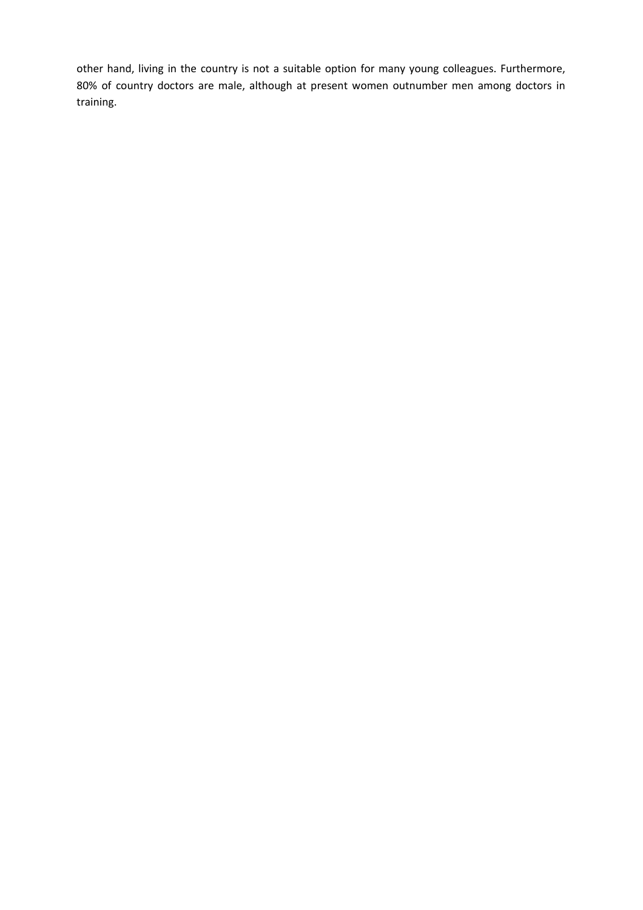other hand, living in the country is not a suitable option for many young colleagues. Furthermore, 80% of country doctors are male, although at present women outnumber men among doctors in training.